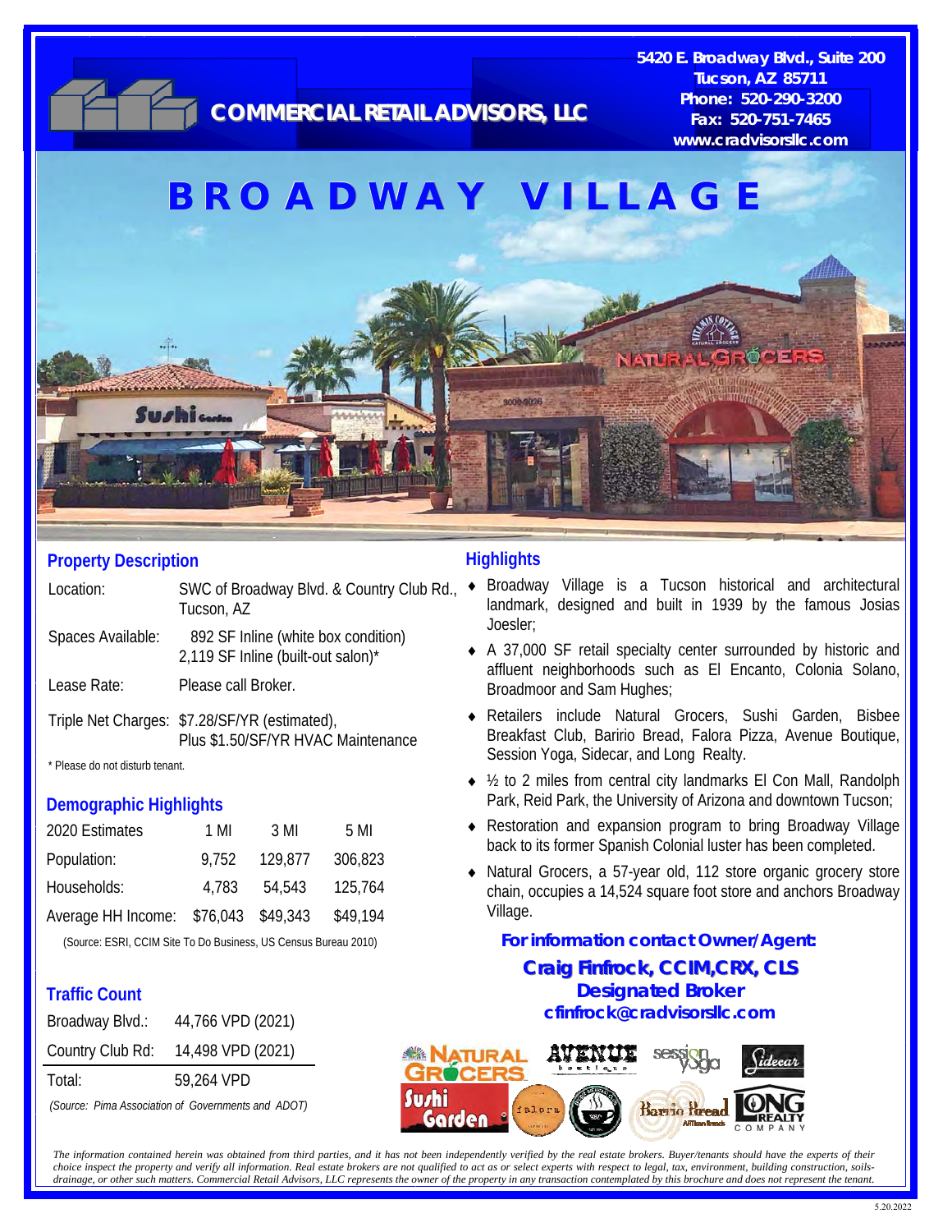# COMMERCIAL RETAIL ADVISORS, LLC

5420 E. Broadway Blvd., Suite 200
Tucson, AZ 85711
Phone: 520-290-3200
Fax: 520-751-7465
www.cradvisorsllc.com

# BROADWAY VILLAGE

## Property Description

| | |
|---|---|
| Location: | SWC of Broadway Blvd. & Country Club Rd., Tucson, AZ |
| Spaces Available: | 892 SF Inline (white box condition)<br>2,119 SF Inline (built-out salon)* |
| Lease Rate: | Please call Broker. |
| Triple Net Charges: | $7.28/SF/YR (estimated), Plus $1.50/SF/YR HVAC Maintenance |

\* Please do not disturb tenant.

## Demographic Highlights

| 2020 Estimates | 1 MI | 3 MI | 5 MI |
|---|---|---|---|
| Population: | 9,752 | 129,877 | 306,823 |
| Households: | 4,783 | 54,543 | 125,764 |
| Average HH Income: | $76,043 | $49,343 | $49,194 |

(Source: ESRI, CCIM Site To Do Business, US Census Bureau 2010)

## Traffic Count

| | |
|---|---|
| Broadway Blvd.: | 44,766 VPD (2021) |
| Country Club Rd: | 14,498 VPD (2021) |
| Total: | 59,264 VPD |

*(Source: Pima Association of Governments and ADOT)*

## Highlights

- Broadway Village is a Tucson historical and architectural landmark, designed and built in 1939 by the famous Josias Joesler;
- A 37,000 SF retail specialty center surrounded by historic and affluent neighborhoods such as El Encanto, Colonia Solano, Broadmoor and Sam Hughes;
- Retailers include Natural Grocers, Sushi Garden, Bisbee Breakfast Club, Baririo Bread, Falora Pizza, Avenue Boutique, Session Yoga, Sidecar, and Long Realty.
- ½ to 2 miles from central city landmarks El Con Mall, Randolph Park, Reid Park, the University of Arizona and downtown Tucson;
- Restoration and expansion program to bring Broadway Village back to its former Spanish Colonial luster has been completed.
- Natural Grocers, a 57-year old, 112 store organic grocery store chain, occupies a 14,524 square foot store and anchors Broadway Village.

**For information contact Owner/Agent:**
**Craig Finfrock, CCIM,CRX, CLS**
**Designated Broker**
**cfinfrock@cradvisorsllc.com**

*The information contained herein was obtained from third parties, and it has not been independently verified by the real estate brokers. Buyer/tenants should have the experts of their choice inspect the property and verify all information. Real estate brokers are not qualified to act as or select experts with respect to legal, tax, environment, building construction, soils-drainage, or other such matters. Commercial Retail Advisors, LLC represents the owner of the property in any transaction contemplated by this brochure and does not represent the tenant.*

5.20.2022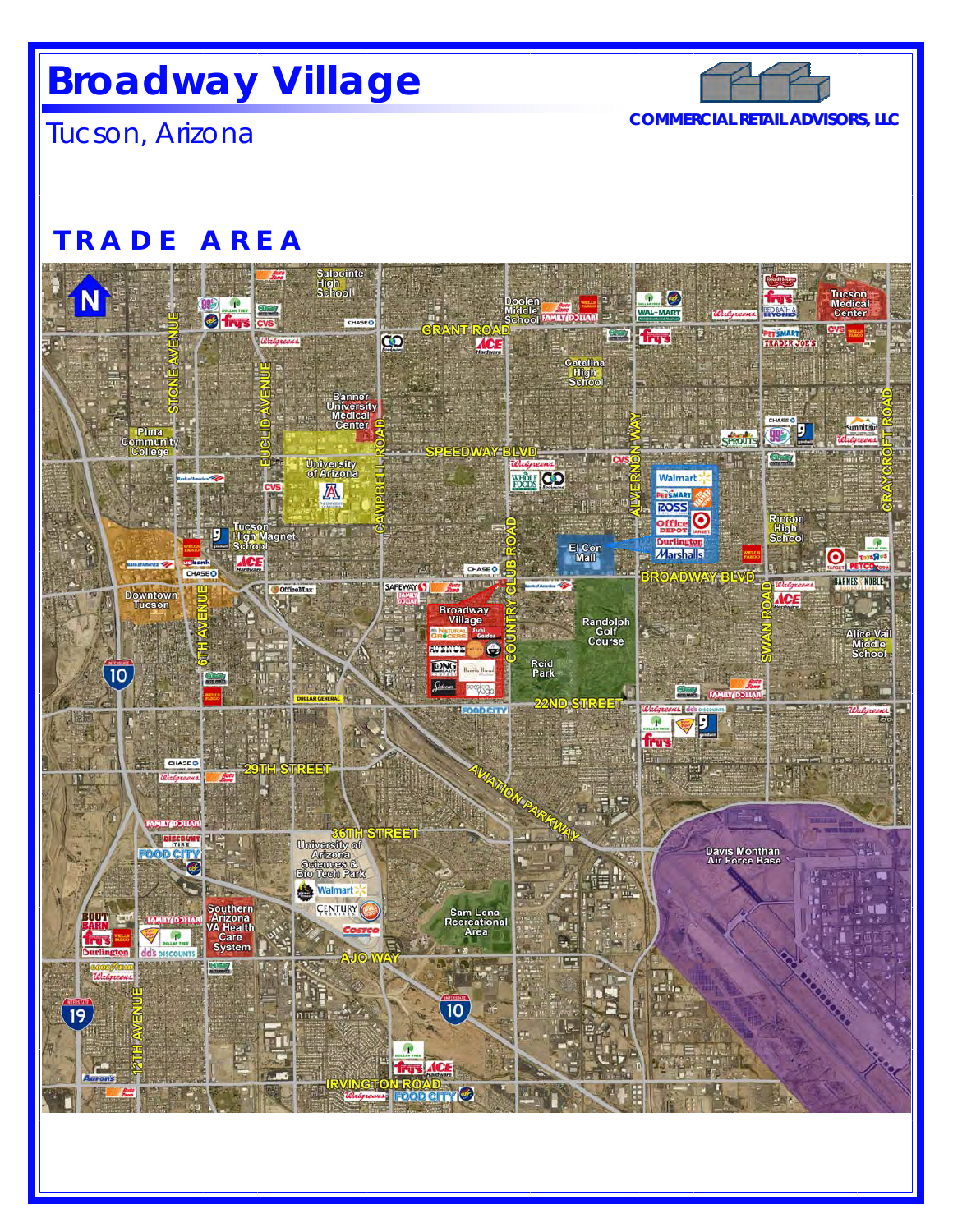# Broadway Village

Tucson, Arizona

COMMERCIAL RETAIL ADVISORS, LLC

## TRADE AREA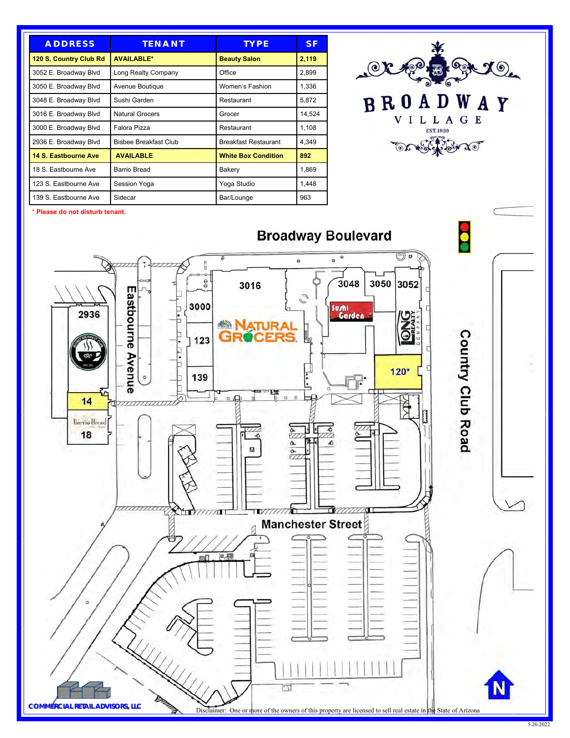| ADDRESS | TENANT | TYPE | SF |
|---|---|---|---|
| **120 S. Country Club Rd** | **AVAILABLE*** | **Beauty Salon** | **2,119** |
| 3052 E. Broadway Blvd | Long Realty Company | Office | 2,899 |
| 3050 E. Broadway Blvd | Avenue Boutique | Women's Fashion | 1,336 |
| 3048 E. Broadway Blvd | Sushi Garden | Restaurant | 5,872 |
| 3016 E. Broadway Blvd | Natural Grocers | Grocer | 14,524 |
| 3000 E. Broadway Blvd | Falora Pizza | Restaurant | 1,108 |
| 2936 E. Broadway Blvd | Bisbee Breakfast Club | Breakfast Restaurant | 4,349 |
| **14 S. Eastbourne Ave** | **AVAILABLE** | **White Box Condition** | **892** |
| 18 S. Eastbourne Ave | Barrio Bread | Bakery | 1,869 |
| 123 S. Eastbourne Ave | Session Yoga | Yoga Studio | 1,448 |
| 139 S. Eastbourne Ave | Sidecar | Bar/Lounge | 963 |

\* Please do not disturb tenant.

BROADWAY VILLAGE
EST.1939

Broadway Boulevard

Eastbourne Avenue

Country Club Road

Manchester Street

2936, 14, 18, 3000, 123, 139, 3016, 3048, 3050, 3052, 120*

COMMERCIAL RETAIL ADVISORS, LLC

Disclaimer: One or more of the owners of this property are licensed to sell real estate in the State of Arizona

5.20.2022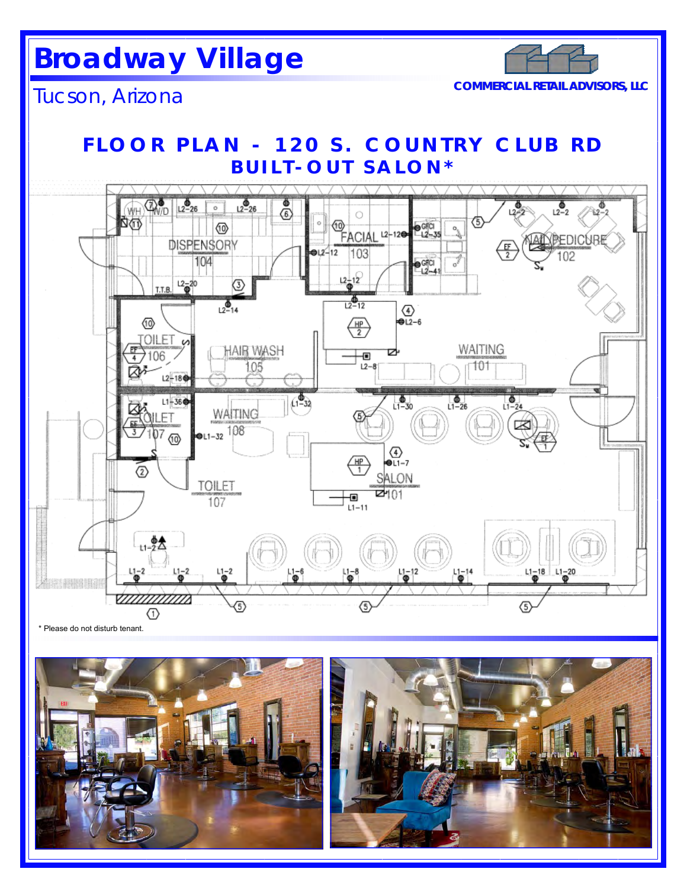# Broadway Village

Tucson, Arizona

COMMERCIAL RETAIL ADVISORS, LLC

## FLOOR PLAN - 120 S. COUNTRY CLUB RD
## BUILT-OUT SALON*

DISPENSORY 104

FACIAL 103

NAIL PEDICURE 102

TOILET 106

HAIR WASH 105

WAITING 101

TOILET 107

WAITING 108

SALON 101

TOILET 107

* Please do not disturb tenant.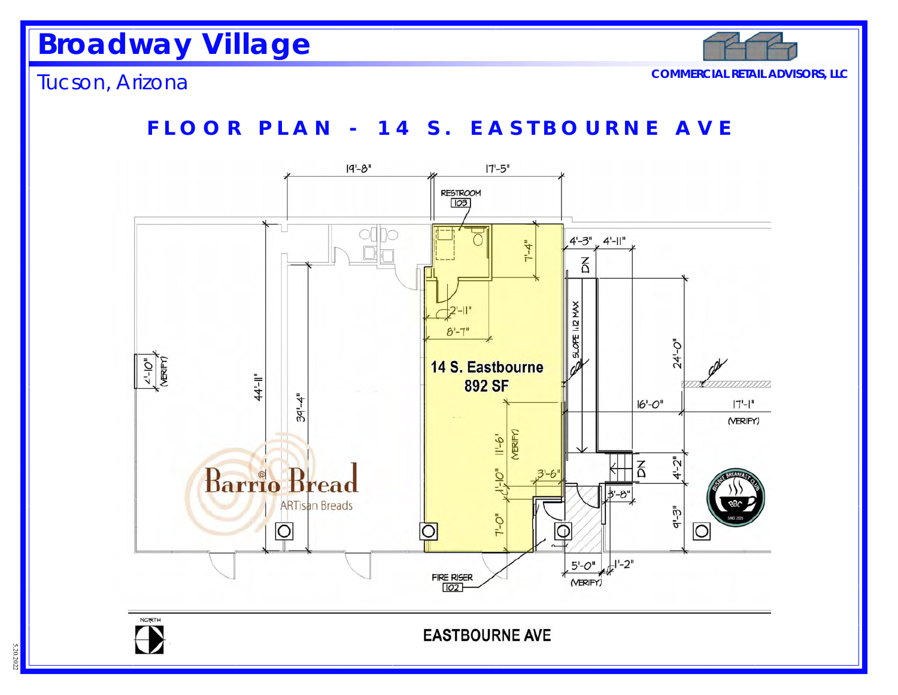# Broadway Village

Tucson, Arizona

COMMERCIAL RETAIL ADVISORS, LLC

## FLOOR PLAN - 14 S. EASTBOURNE AVE

19'-8"

17'-5"

RESTROOM 103

7'-4"

4'-3"

4'-11"

DN

2'-11"

8'-7"

SLOPE 1:12 MAX

24'-0"

2'-10" (VERIFY)

44'-11"

39'-4"

**14 S. Eastbourne**

**892 SF**

16'-0"

17'-1" (VERIFY)

11'-6" (VERIFY)

4'-2"

DN

1'-10"

3'-6"

3'-8"

Barrio Bread

ARTisan Breads

7'-0"

9'-3"

FIRE RISER 102

5'-0" (VERIFY)

1'-2"

NORTH

EASTBOURNE AVE